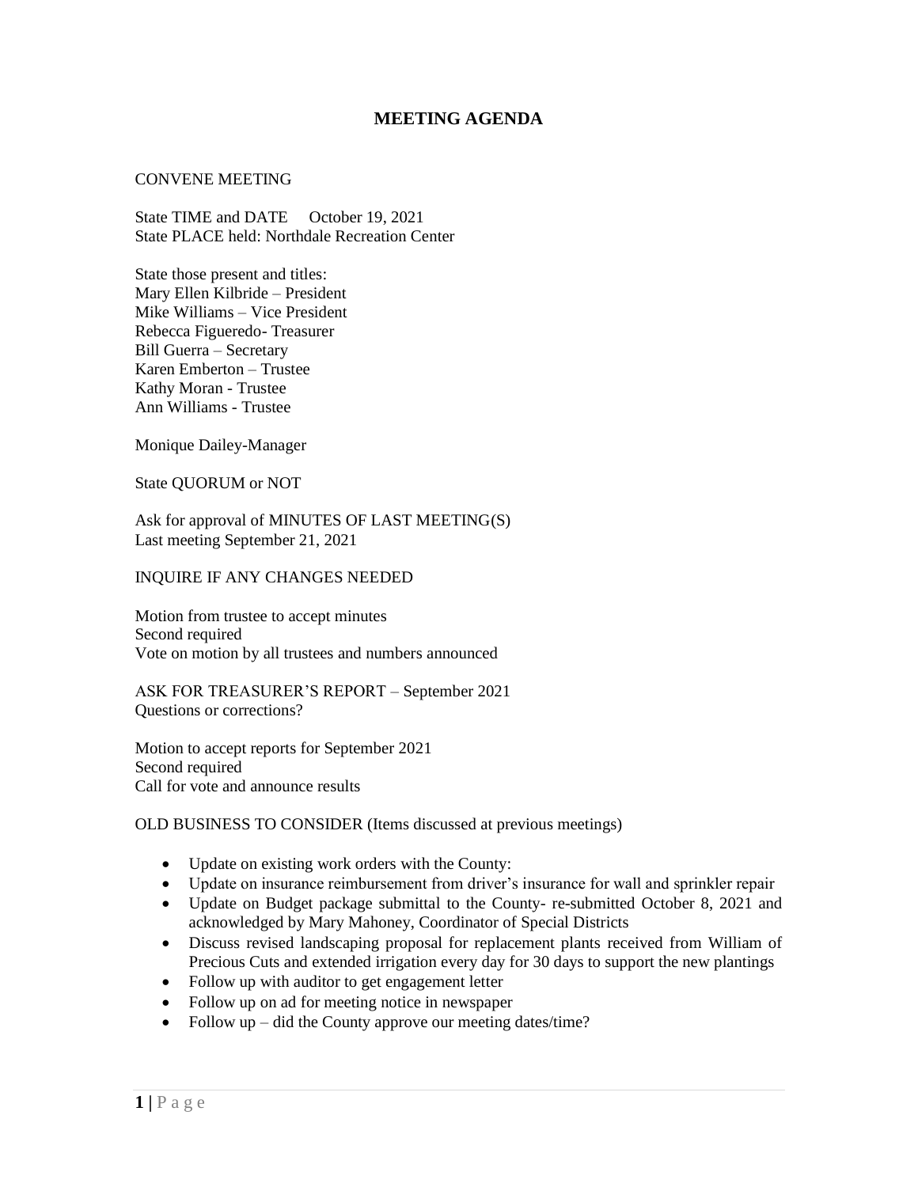# MEETING AGENDA

CONVENE MEETING

State TIME and DATE    October 19, 2021
State PLACE held: Northdale Recreation Center

State those present and titles:
Mary Ellen Kilbride – President
Mike Williams – Vice President
Rebecca Figueredo- Treasurer
Bill Guerra – Secretary
Karen Emberton – Trustee
Kathy Moran - Trustee
Ann Williams - Trustee

Monique Dailey-Manager

State QUORUM or NOT

Ask for approval of MINUTES OF LAST MEETING(S)
Last meeting September 21, 2021

INQUIRE IF ANY CHANGES NEEDED

Motion from trustee to accept minutes
Second required
Vote on motion by all trustees and numbers announced

ASK FOR TREASURER'S REPORT – September 2021
Questions or corrections?

Motion to accept reports for September 2021
Second required
Call for vote and announce results

OLD BUSINESS TO CONSIDER (Items discussed at previous meetings)

- Update on existing work orders with the County:
- Update on insurance reimbursement from driver's insurance for wall and sprinkler repair
- Update on Budget package submittal to the County- re-submitted October 8, 2021 and acknowledged by Mary Mahoney, Coordinator of Special Districts
- Discuss revised landscaping proposal for replacement plants received from William of Precious Cuts and extended irrigation every day for 30 days to support the new plantings
- Follow up with auditor to get engagement letter
- Follow up on ad for meeting notice in newspaper
- Follow up – did the County approve our meeting dates/time?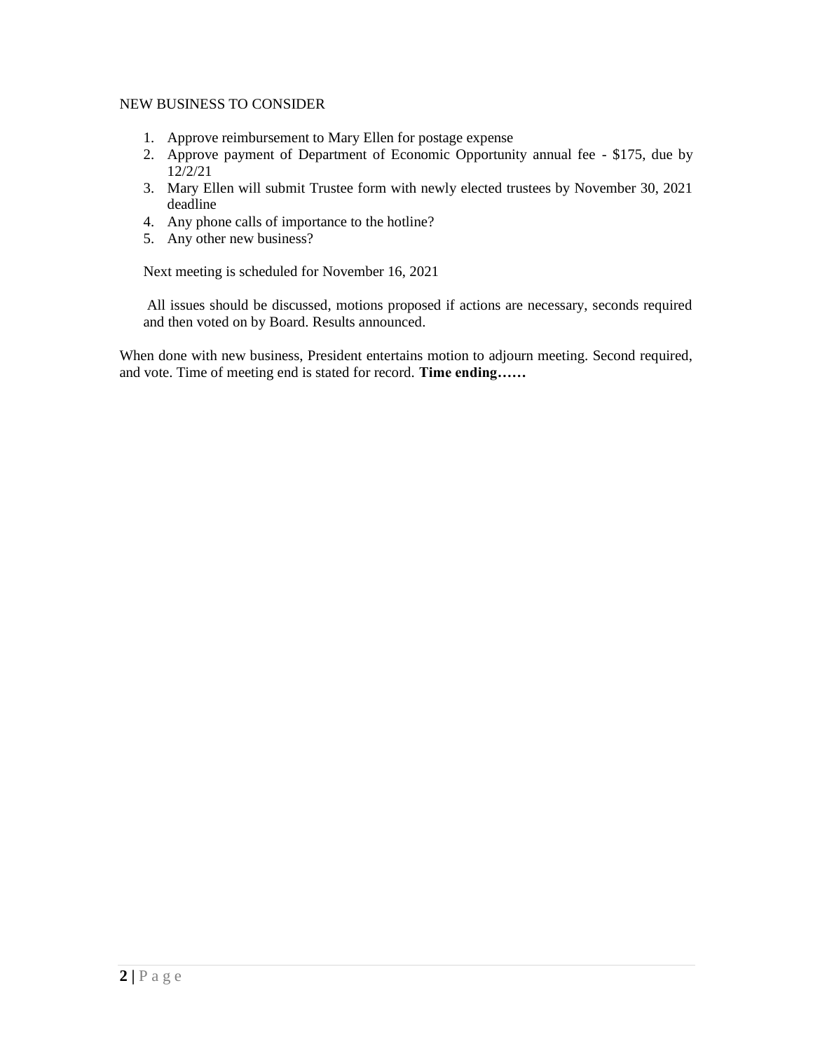NEW BUSINESS TO CONSIDER

1. Approve reimbursement to Mary Ellen for postage expense
2. Approve payment of Department of Economic Opportunity annual fee - $175, due by 12/2/21
3. Mary Ellen will submit Trustee form with newly elected trustees by November 30, 2021 deadline
4. Any phone calls of importance to the hotline?
5. Any other new business?

Next meeting is scheduled for November 16, 2021

All issues should be discussed, motions proposed if actions are necessary, seconds required and then voted on by Board. Results announced.

When done with new business, President entertains motion to adjourn meeting. Second required, and vote. Time of meeting end is stated for record. **Time ending……**